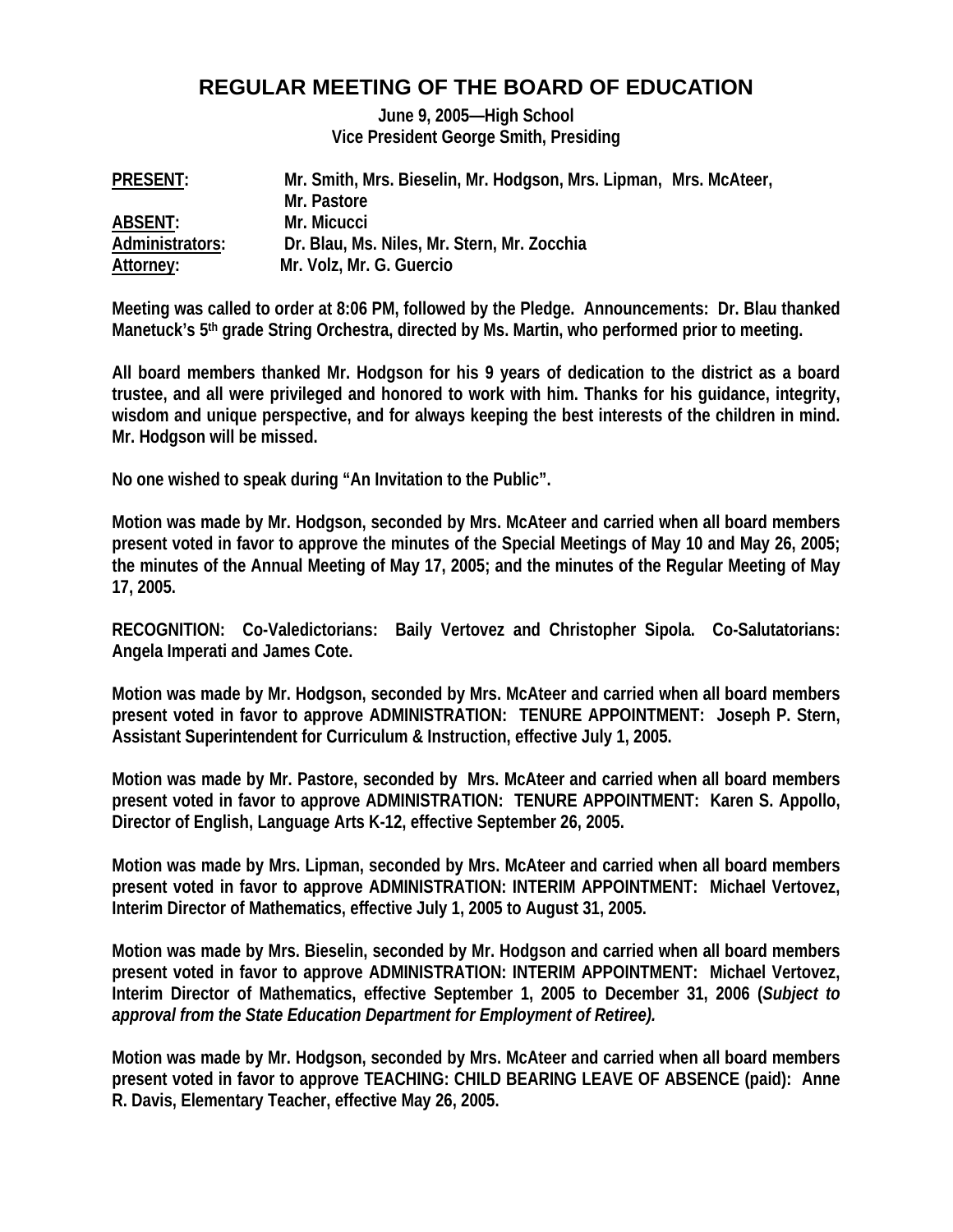# REGULAR MEETING OF THE BOARD OF EDUCATION

**June 9, 2005—High School**
**Vice President George Smith, Presiding**

| | |
|---|---|
| **PRESENT:** | **Mr. Smith, Mrs. Bieselin, Mr. Hodgson, Mrs. Lipman, Mrs. McAteer, Mr. Pastore** |
| **ABSENT:** | **Mr. Micucci** |
| **Administrators:** | **Dr. Blau, Ms. Niles, Mr. Stern, Mr. Zocchia** |
| **Attorney:** | **Mr. Volz, Mr. G. Guercio** |

**Meeting was called to order at 8:06 PM, followed by the Pledge. Announcements: Dr. Blau thanked Manetuck's 5th grade String Orchestra, directed by Ms. Martin, who performed prior to meeting.**

**All board members thanked Mr. Hodgson for his 9 years of dedication to the district as a board trustee, and all were privileged and honored to work with him. Thanks for his guidance, integrity, wisdom and unique perspective, and for always keeping the best interests of the children in mind. Mr. Hodgson will be missed.**

**No one wished to speak during "An Invitation to the Public".**

**Motion was made by Mr. Hodgson, seconded by Mrs. McAteer and carried when all board members present voted in favor to approve the minutes of the Special Meetings of May 10 and May 26, 2005; the minutes of the Annual Meeting of May 17, 2005; and the minutes of the Regular Meeting of May 17, 2005.**

**RECOGNITION: Co-Valedictorians: Baily Vertovez and Christopher Sipola. Co-Salutatorians: Angela Imperati and James Cote.**

**Motion was made by Mr. Hodgson, seconded by Mrs. McAteer and carried when all board members present voted in favor to approve ADMINISTRATION: TENURE APPOINTMENT: Joseph P. Stern, Assistant Superintendent for Curriculum & Instruction, effective July 1, 2005.**

**Motion was made by Mr. Pastore, seconded by Mrs. McAteer and carried when all board members present voted in favor to approve ADMINISTRATION: TENURE APPOINTMENT: Karen S. Appollo, Director of English, Language Arts K-12, effective September 26, 2005.**

**Motion was made by Mrs. Lipman, seconded by Mrs. McAteer and carried when all board members present voted in favor to approve ADMINISTRATION: INTERIM APPOINTMENT: Michael Vertovez, Interim Director of Mathematics, effective July 1, 2005 to August 31, 2005.**

**Motion was made by Mrs. Bieselin, seconded by Mr. Hodgson and carried when all board members present voted in favor to approve ADMINISTRATION: INTERIM APPOINTMENT: Michael Vertovez, Interim Director of Mathematics, effective September 1, 2005 to December 31, 2006 (*Subject to approval from the State Education Department for Employment of Retiree).***

**Motion was made by Mr. Hodgson, seconded by Mrs. McAteer and carried when all board members present voted in favor to approve TEACHING: CHILD BEARING LEAVE OF ABSENCE (paid): Anne R. Davis, Elementary Teacher, effective May 26, 2005.**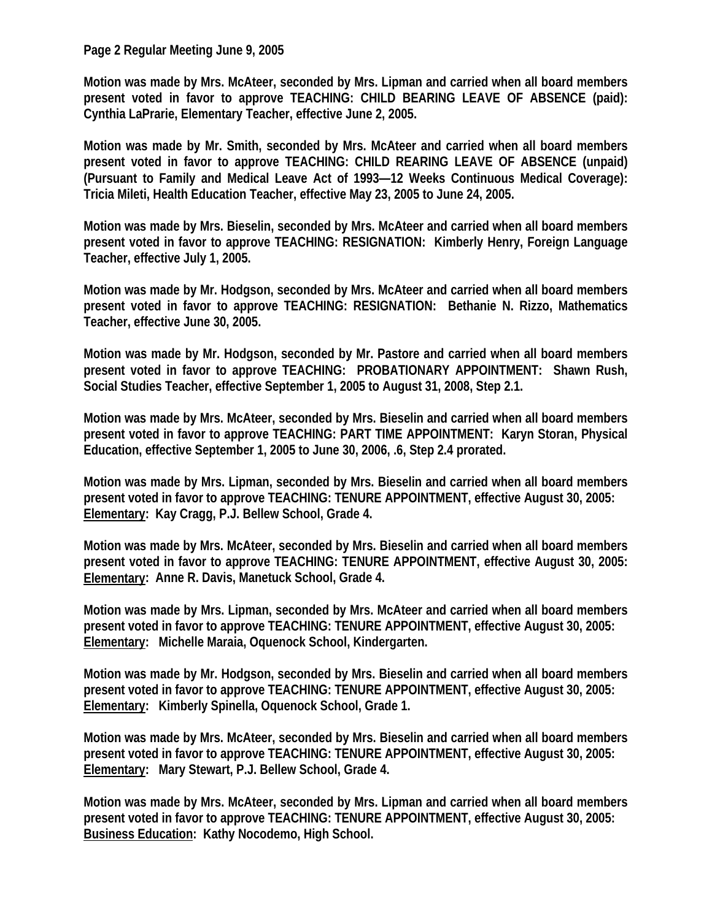**Motion was made by Mrs. McAteer, seconded by Mrs. Lipman and carried when all board members present voted in favor to approve TEACHING: CHILD BEARING LEAVE OF ABSENCE (paid): Cynthia LaPrarie, Elementary Teacher, effective June 2, 2005.**

**Motion was made by Mr. Smith, seconded by Mrs. McAteer and carried when all board members present voted in favor to approve TEACHING: CHILD REARING LEAVE OF ABSENCE (unpaid) (Pursuant to Family and Medical Leave Act of 1993—12 Weeks Continuous Medical Coverage): Tricia Mileti, Health Education Teacher, effective May 23, 2005 to June 24, 2005.**

**Motion was made by Mrs. Bieselin, seconded by Mrs. McAteer and carried when all board members present voted in favor to approve TEACHING: RESIGNATION: Kimberly Henry, Foreign Language Teacher, effective July 1, 2005.**

**Motion was made by Mr. Hodgson, seconded by Mrs. McAteer and carried when all board members present voted in favor to approve TEACHING: RESIGNATION: Bethanie N. Rizzo, Mathematics Teacher, effective June 30, 2005.**

**Motion was made by Mr. Hodgson, seconded by Mr. Pastore and carried when all board members present voted in favor to approve TEACHING: PROBATIONARY APPOINTMENT: Shawn Rush, Social Studies Teacher, effective September 1, 2005 to August 31, 2008, Step 2.1.**

**Motion was made by Mrs. McAteer, seconded by Mrs. Bieselin and carried when all board members present voted in favor to approve TEACHING: PART TIME APPOINTMENT: Karyn Storan, Physical Education, effective September 1, 2005 to June 30, 2006, .6, Step 2.4 prorated.**

**Motion was made by Mrs. Lipman, seconded by Mrs. Bieselin and carried when all board members present voted in favor to approve TEACHING: TENURE APPOINTMENT, effective August 30, 2005: Elementary: Kay Cragg, P.J. Bellew School, Grade 4.**

**Motion was made by Mrs. McAteer, seconded by Mrs. Bieselin and carried when all board members present voted in favor to approve TEACHING: TENURE APPOINTMENT, effective August 30, 2005: Elementary: Anne R. Davis, Manetuck School, Grade 4.**

**Motion was made by Mrs. Lipman, seconded by Mrs. McAteer and carried when all board members present voted in favor to approve TEACHING: TENURE APPOINTMENT, effective August 30, 2005: Elementary: Michelle Maraia, Oquenock School, Kindergarten.**

**Motion was made by Mr. Hodgson, seconded by Mrs. Bieselin and carried when all board members present voted in favor to approve TEACHING: TENURE APPOINTMENT, effective August 30, 2005: Elementary: Kimberly Spinella, Oquenock School, Grade 1.**

**Motion was made by Mrs. McAteer, seconded by Mrs. Bieselin and carried when all board members present voted in favor to approve TEACHING: TENURE APPOINTMENT, effective August 30, 2005: Elementary: Mary Stewart, P.J. Bellew School, Grade 4.**

**Motion was made by Mrs. McAteer, seconded by Mrs. Lipman and carried when all board members present voted in favor to approve TEACHING: TENURE APPOINTMENT, effective August 30, 2005: Business Education: Kathy Nocodemo, High School.**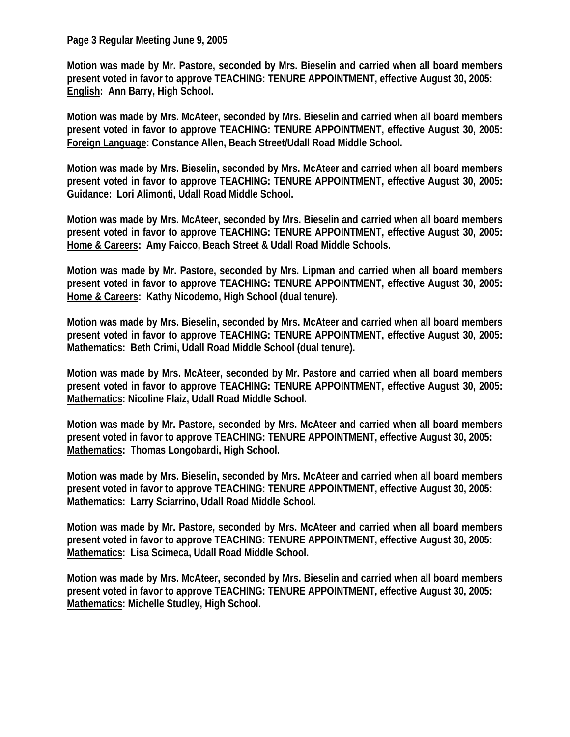**Motion was made by Mr. Pastore, seconded by Mrs. Bieselin and carried when all board members present voted in favor to approve TEACHING: TENURE APPOINTMENT, effective August 30, 2005: English: Ann Barry, High School.**

**Motion was made by Mrs. McAteer, seconded by Mrs. Bieselin and carried when all board members present voted in favor to approve TEACHING: TENURE APPOINTMENT, effective August 30, 2005: Foreign Language: Constance Allen, Beach Street/Udall Road Middle School.**

**Motion was made by Mrs. Bieselin, seconded by Mrs. McAteer and carried when all board members present voted in favor to approve TEACHING: TENURE APPOINTMENT, effective August 30, 2005: Guidance: Lori Alimonti, Udall Road Middle School.**

**Motion was made by Mrs. McAteer, seconded by Mrs. Bieselin and carried when all board members present voted in favor to approve TEACHING: TENURE APPOINTMENT, effective August 30, 2005: Home & Careers: Amy Faicco, Beach Street & Udall Road Middle Schools.**

**Motion was made by Mr. Pastore, seconded by Mrs. Lipman and carried when all board members present voted in favor to approve TEACHING: TENURE APPOINTMENT, effective August 30, 2005: Home & Careers: Kathy Nicodemo, High School (dual tenure).**

**Motion was made by Mrs. Bieselin, seconded by Mrs. McAteer and carried when all board members present voted in favor to approve TEACHING: TENURE APPOINTMENT, effective August 30, 2005: Mathematics: Beth Crimi, Udall Road Middle School (dual tenure).**

**Motion was made by Mrs. McAteer, seconded by Mr. Pastore and carried when all board members present voted in favor to approve TEACHING: TENURE APPOINTMENT, effective August 30, 2005: Mathematics: Nicoline Flaiz, Udall Road Middle School.**

**Motion was made by Mr. Pastore, seconded by Mrs. McAteer and carried when all board members present voted in favor to approve TEACHING: TENURE APPOINTMENT, effective August 30, 2005: Mathematics: Thomas Longobardi, High School.**

**Motion was made by Mrs. Bieselin, seconded by Mrs. McAteer and carried when all board members present voted in favor to approve TEACHING: TENURE APPOINTMENT, effective August 30, 2005: Mathematics: Larry Sciarrino, Udall Road Middle School.**

**Motion was made by Mr. Pastore, seconded by Mrs. McAteer and carried when all board members present voted in favor to approve TEACHING: TENURE APPOINTMENT, effective August 30, 2005: Mathematics: Lisa Scimeca, Udall Road Middle School.**

**Motion was made by Mrs. McAteer, seconded by Mrs. Bieselin and carried when all board members present voted in favor to approve TEACHING: TENURE APPOINTMENT, effective August 30, 2005: Mathematics: Michelle Studley, High School.**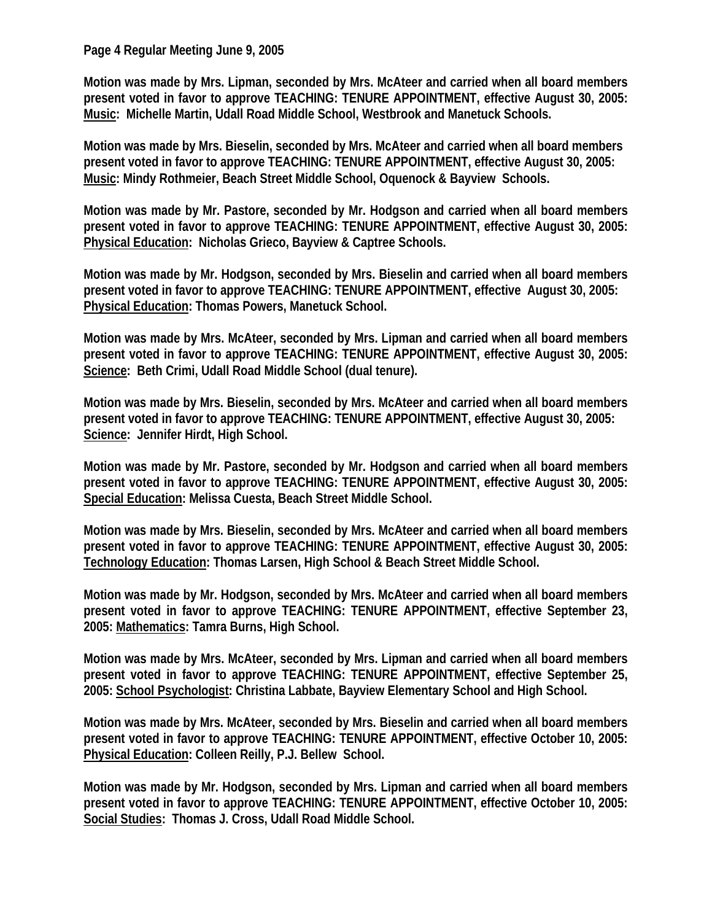**Motion was made by Mrs. Lipman, seconded by Mrs. McAteer and carried when all board members present voted in favor to approve TEACHING: TENURE APPOINTMENT, effective August 30, 2005: <u>Music</u>: Michelle Martin, Udall Road Middle School, Westbrook and Manetuck Schools.**

**Motion was made by Mrs. Bieselin, seconded by Mrs. McAteer and carried when all board members present voted in favor to approve TEACHING: TENURE APPOINTMENT, effective August 30, 2005: <u>Music</u>: Mindy Rothmeier, Beach Street Middle School, Oquenock & Bayview Schools.**

**Motion was made by Mr. Pastore, seconded by Mr. Hodgson and carried when all board members present voted in favor to approve TEACHING: TENURE APPOINTMENT, effective August 30, 2005: <u>Physical Education</u>: Nicholas Grieco, Bayview & Captree Schools.**

**Motion was made by Mr. Hodgson, seconded by Mrs. Bieselin and carried when all board members present voted in favor to approve TEACHING: TENURE APPOINTMENT, effective August 30, 2005: <u>Physical Education</u>: Thomas Powers, Manetuck School.**

**Motion was made by Mrs. McAteer, seconded by Mrs. Lipman and carried when all board members present voted in favor to approve TEACHING: TENURE APPOINTMENT, effective August 30, 2005: <u>Science</u>: Beth Crimi, Udall Road Middle School (dual tenure).**

**Motion was made by Mrs. Bieselin, seconded by Mrs. McAteer and carried when all board members present voted in favor to approve TEACHING: TENURE APPOINTMENT, effective August 30, 2005: <u>Science</u>: Jennifer Hirdt, High School.**

**Motion was made by Mr. Pastore, seconded by Mr. Hodgson and carried when all board members present voted in favor to approve TEACHING: TENURE APPOINTMENT, effective August 30, 2005: <u>Special Education</u>: Melissa Cuesta, Beach Street Middle School.**

**Motion was made by Mrs. Bieselin, seconded by Mrs. McAteer and carried when all board members present voted in favor to approve TEACHING: TENURE APPOINTMENT, effective August 30, 2005: <u>Technology Education</u>: Thomas Larsen, High School & Beach Street Middle School.**

**Motion was made by Mr. Hodgson, seconded by Mrs. McAteer and carried when all board members present voted in favor to approve TEACHING: TENURE APPOINTMENT, effective September 23, 2005: <u>Mathematics</u>: Tamra Burns, High School.**

**Motion was made by Mrs. McAteer, seconded by Mrs. Lipman and carried when all board members present voted in favor to approve TEACHING: TENURE APPOINTMENT, effective September 25, 2005: <u>School Psychologist</u>: Christina Labbate, Bayview Elementary School and High School.**

**Motion was made by Mrs. McAteer, seconded by Mrs. Bieselin and carried when all board members present voted in favor to approve TEACHING: TENURE APPOINTMENT, effective October 10, 2005: <u>Physical Education</u>: Colleen Reilly, P.J. Bellew School.**

**Motion was made by Mr. Hodgson, seconded by Mrs. Lipman and carried when all board members present voted in favor to approve TEACHING: TENURE APPOINTMENT, effective October 10, 2005: <u>Social Studies</u>: Thomas J. Cross, Udall Road Middle School.**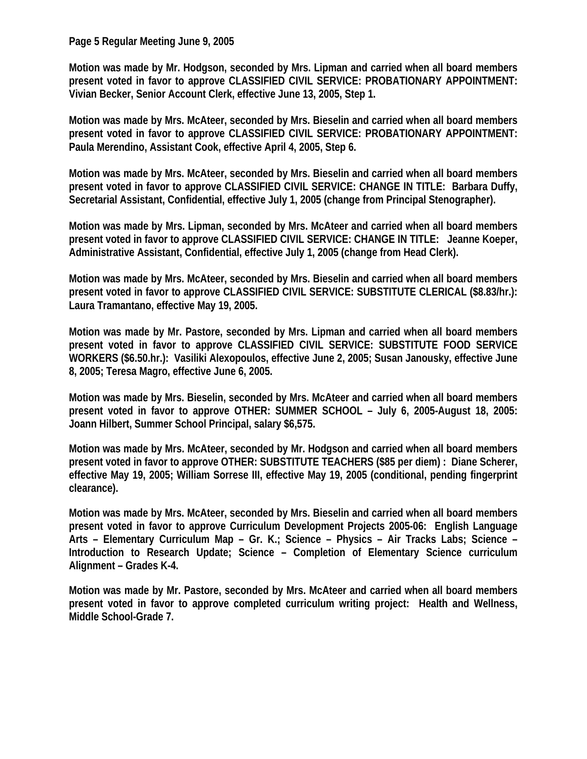Motion was made by Mr. Hodgson, seconded by Mrs. Lipman and carried when all board members present voted in favor to approve CLASSIFIED CIVIL SERVICE: PROBATIONARY APPOINTMENT: Vivian Becker, Senior Account Clerk, effective June 13, 2005, Step 1.

Motion was made by Mrs. McAteer, seconded by Mrs. Bieselin and carried when all board members present voted in favor to approve CLASSIFIED CIVIL SERVICE: PROBATIONARY APPOINTMENT: Paula Merendino, Assistant Cook, effective April 4, 2005, Step 6.

Motion was made by Mrs. McAteer, seconded by Mrs. Bieselin and carried when all board members present voted in favor to approve CLASSIFIED CIVIL SERVICE: CHANGE IN TITLE: Barbara Duffy, Secretarial Assistant, Confidential, effective July 1, 2005 (change from Principal Stenographer).

Motion was made by Mrs. Lipman, seconded by Mrs. McAteer and carried when all board members present voted in favor to approve CLASSIFIED CIVIL SERVICE: CHANGE IN TITLE: Jeanne Koeper, Administrative Assistant, Confidential, effective July 1, 2005 (change from Head Clerk).

Motion was made by Mrs. McAteer, seconded by Mrs. Bieselin and carried when all board members present voted in favor to approve CLASSIFIED CIVIL SERVICE: SUBSTITUTE CLERICAL ($8.83/hr.): Laura Tramantano, effective May 19, 2005.

Motion was made by Mr. Pastore, seconded by Mrs. Lipman and carried when all board members present voted in favor to approve CLASSIFIED CIVIL SERVICE: SUBSTITUTE FOOD SERVICE WORKERS ($6.50.hr.): Vasiliki Alexopoulos, effective June 2, 2005; Susan Janousky, effective June 8, 2005; Teresa Magro, effective June 6, 2005.

Motion was made by Mrs. Bieselin, seconded by Mrs. McAteer and carried when all board members present voted in favor to approve OTHER: SUMMER SCHOOL – July 6, 2005-August 18, 2005: Joann Hilbert, Summer School Principal, salary $6,575.

Motion was made by Mrs. McAteer, seconded by Mr. Hodgson and carried when all board members present voted in favor to approve OTHER: SUBSTITUTE TEACHERS ($85 per diem) : Diane Scherer, effective May 19, 2005; William Sorrese III, effective May 19, 2005 (conditional, pending fingerprint clearance).

Motion was made by Mrs. McAteer, seconded by Mrs. Bieselin and carried when all board members present voted in favor to approve Curriculum Development Projects 2005-06: English Language Arts – Elementary Curriculum Map – Gr. K.; Science – Physics – Air Tracks Labs; Science – Introduction to Research Update; Science – Completion of Elementary Science curriculum Alignment – Grades K-4.

Motion was made by Mr. Pastore, seconded by Mrs. McAteer and carried when all board members present voted in favor to approve completed curriculum writing project: Health and Wellness, Middle School-Grade 7.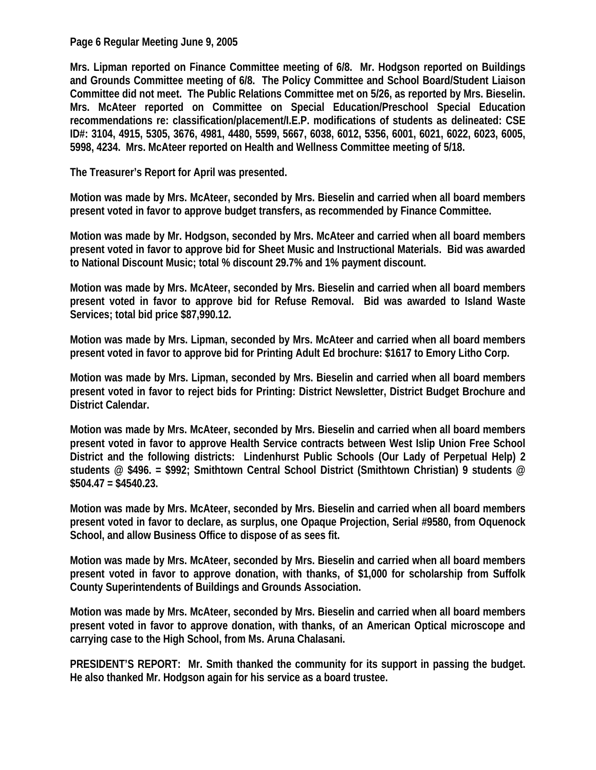**Mrs. Lipman reported on Finance Committee meeting of 6/8. Mr. Hodgson reported on Buildings and Grounds Committee meeting of 6/8. The Policy Committee and School Board/Student Liaison Committee did not meet. The Public Relations Committee met on 5/26, as reported by Mrs. Bieselin. Mrs. McAteer reported on Committee on Special Education/Preschool Special Education recommendations re: classification/placement/I.E.P. modifications of students as delineated: CSE ID#: 3104, 4915, 5305, 3676, 4981, 4480, 5599, 5667, 6038, 6012, 5356, 6001, 6021, 6022, 6023, 6005, 5998, 4234. Mrs. McAteer reported on Health and Wellness Committee meeting of 5/18.**

**The Treasurer's Report for April was presented.**

**Motion was made by Mrs. McAteer, seconded by Mrs. Bieselin and carried when all board members present voted in favor to approve budget transfers, as recommended by Finance Committee.**

**Motion was made by Mr. Hodgson, seconded by Mrs. McAteer and carried when all board members present voted in favor to approve bid for Sheet Music and Instructional Materials. Bid was awarded to National Discount Music; total % discount 29.7% and 1% payment discount.**

**Motion was made by Mrs. McAteer, seconded by Mrs. Bieselin and carried when all board members present voted in favor to approve bid for Refuse Removal. Bid was awarded to Island Waste Services; total bid price $87,990.12.**

**Motion was made by Mrs. Lipman, seconded by Mrs. McAteer and carried when all board members present voted in favor to approve bid for Printing Adult Ed brochure: $1617 to Emory Litho Corp.**

**Motion was made by Mrs. Lipman, seconded by Mrs. Bieselin and carried when all board members present voted in favor to reject bids for Printing: District Newsletter, District Budget Brochure and District Calendar.**

**Motion was made by Mrs. McAteer, seconded by Mrs. Bieselin and carried when all board members present voted in favor to approve Health Service contracts between West Islip Union Free School District and the following districts: Lindenhurst Public Schools (Our Lady of Perpetual Help) 2 students @ $496. = $992; Smithtown Central School District (Smithtown Christian) 9 students @ $504.47 = $4540.23.**

**Motion was made by Mrs. McAteer, seconded by Mrs. Bieselin and carried when all board members present voted in favor to declare, as surplus, one Opaque Projection, Serial #9580, from Oquenock School, and allow Business Office to dispose of as sees fit.**

**Motion was made by Mrs. McAteer, seconded by Mrs. Bieselin and carried when all board members present voted in favor to approve donation, with thanks, of $1,000 for scholarship from Suffolk County Superintendents of Buildings and Grounds Association.**

**Motion was made by Mrs. McAteer, seconded by Mrs. Bieselin and carried when all board members present voted in favor to approve donation, with thanks, of an American Optical microscope and carrying case to the High School, from Ms. Aruna Chalasani.**

**PRESIDENT'S REPORT: Mr. Smith thanked the community for its support in passing the budget. He also thanked Mr. Hodgson again for his service as a board trustee.**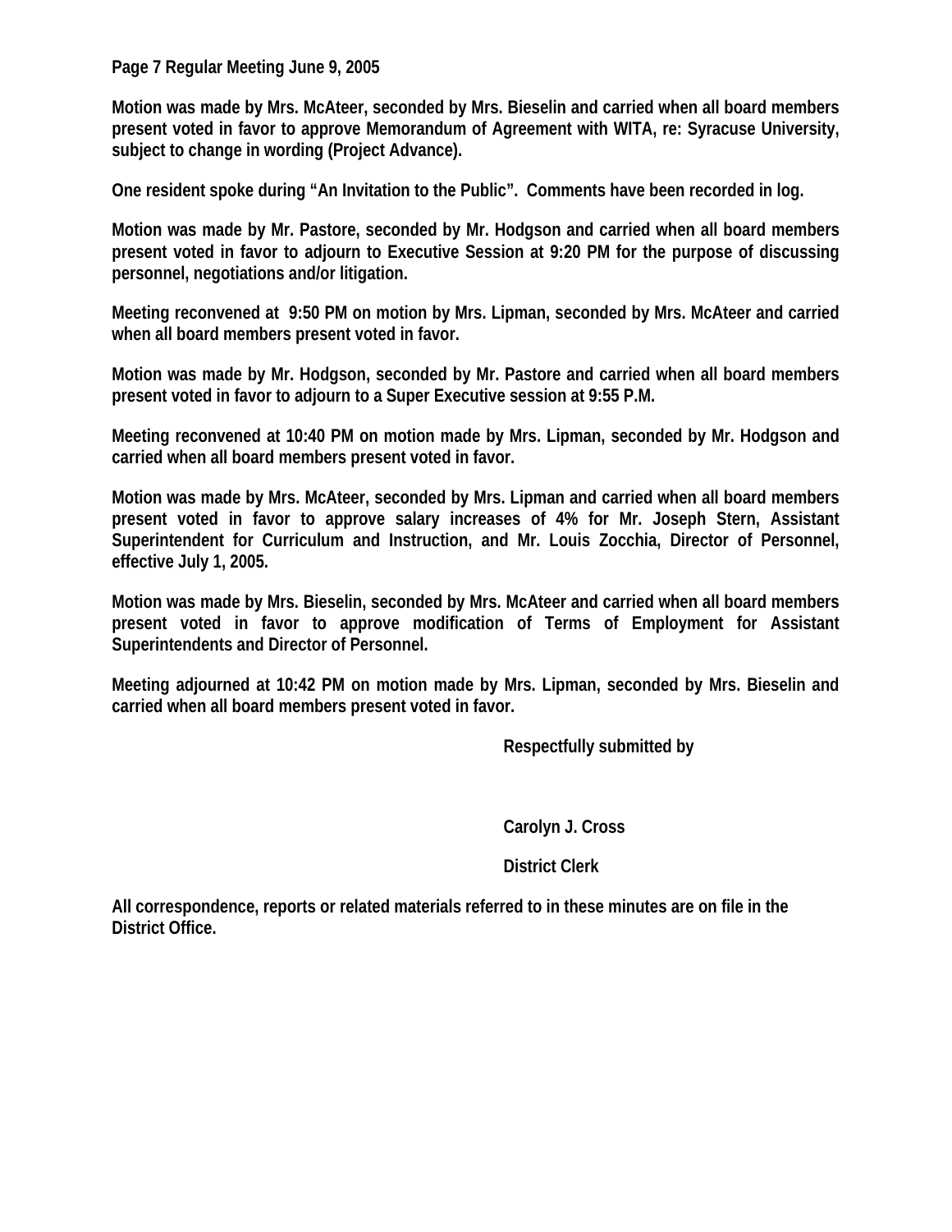Motion was made by Mrs. McAteer, seconded by Mrs. Bieselin and carried when all board members present voted in favor to approve Memorandum of Agreement with WITA, re: Syracuse University, subject to change in wording (Project Advance).

One resident spoke during "An Invitation to the Public". Comments have been recorded in log.

Motion was made by Mr. Pastore, seconded by Mr. Hodgson and carried when all board members present voted in favor to adjourn to Executive Session at 9:20 PM for the purpose of discussing personnel, negotiations and/or litigation.

Meeting reconvened at 9:50 PM on motion by Mrs. Lipman, seconded by Mrs. McAteer and carried when all board members present voted in favor.

Motion was made by Mr. Hodgson, seconded by Mr. Pastore and carried when all board members present voted in favor to adjourn to a Super Executive session at 9:55 P.M.

Meeting reconvened at 10:40 PM on motion made by Mrs. Lipman, seconded by Mr. Hodgson and carried when all board members present voted in favor.

Motion was made by Mrs. McAteer, seconded by Mrs. Lipman and carried when all board members present voted in favor to approve salary increases of 4% for Mr. Joseph Stern, Assistant Superintendent for Curriculum and Instruction, and Mr. Louis Zocchia, Director of Personnel, effective July 1, 2005.

Motion was made by Mrs. Bieselin, seconded by Mrs. McAteer and carried when all board members present voted in favor to approve modification of Terms of Employment for Assistant Superintendents and Director of Personnel.

Meeting adjourned at 10:42 PM on motion made by Mrs. Lipman, seconded by Mrs. Bieselin and carried when all board members present voted in favor.

Respectfully submitted by

Carolyn J. Cross

District Clerk

All correspondence, reports or related materials referred to in these minutes are on file in the District Office.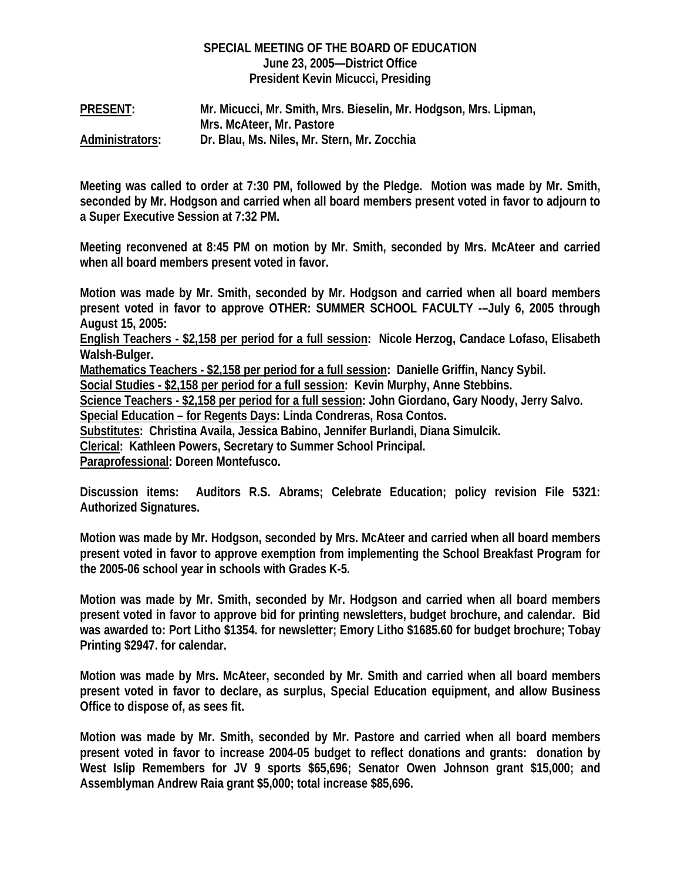**SPECIAL MEETING OF THE BOARD OF EDUCATION**
**June 23, 2005—District Office**
**President Kevin Micucci, Presiding**

**PRESENT:** Mr. Micucci, Mr. Smith, Mrs. Bieselin, Mr. Hodgson, Mrs. Lipman, Mrs. McAteer, Mr. Pastore
**Administrators:** Dr. Blau, Ms. Niles, Mr. Stern, Mr. Zocchia

Meeting was called to order at 7:30 PM, followed by the Pledge. Motion was made by Mr. Smith, seconded by Mr. Hodgson and carried when all board members present voted in favor to adjourn to a Super Executive Session at 7:32 PM.

Meeting reconvened at 8:45 PM on motion by Mr. Smith, seconded by Mrs. McAteer and carried when all board members present voted in favor.

Motion was made by Mr. Smith, seconded by Mr. Hodgson and carried when all board members present voted in favor to approve OTHER: SUMMER SCHOOL FACULTY -–July 6, 2005 through August 15, 2005:
English Teachers - $2,158 per period for a full session: Nicole Herzog, Candace Lofaso, Elisabeth Walsh-Bulger.
Mathematics Teachers - $2,158 per period for a full session: Danielle Griffin, Nancy Sybil.
Social Studies - $2,158 per period for a full session: Kevin Murphy, Anne Stebbins.
Science Teachers - $2,158 per period for a full session: John Giordano, Gary Noody, Jerry Salvo.
Special Education – for Regents Days: Linda Condreras, Rosa Contos.
Substitutes: Christina Availa, Jessica Babino, Jennifer Burlandi, Diana Simulcik.
Clerical: Kathleen Powers, Secretary to Summer School Principal.
Paraprofessional: Doreen Montefusco.

Discussion items: Auditors R.S. Abrams; Celebrate Education; policy revision File 5321: Authorized Signatures.

Motion was made by Mr. Hodgson, seconded by Mrs. McAteer and carried when all board members present voted in favor to approve exemption from implementing the School Breakfast Program for the 2005-06 school year in schools with Grades K-5.

Motion was made by Mr. Smith, seconded by Mr. Hodgson and carried when all board members present voted in favor to approve bid for printing newsletters, budget brochure, and calendar. Bid was awarded to: Port Litho $1354. for newsletter; Emory Litho $1685.60 for budget brochure; Tobay Printing $2947. for calendar.

Motion was made by Mrs. McAteer, seconded by Mr. Smith and carried when all board members present voted in favor to declare, as surplus, Special Education equipment, and allow Business Office to dispose of, as sees fit.

Motion was made by Mr. Smith, seconded by Mr. Pastore and carried when all board members present voted in favor to increase 2004-05 budget to reflect donations and grants: donation by West Islip Remembers for JV 9 sports $65,696; Senator Owen Johnson grant $15,000; and Assemblyman Andrew Raia grant $5,000; total increase $85,696.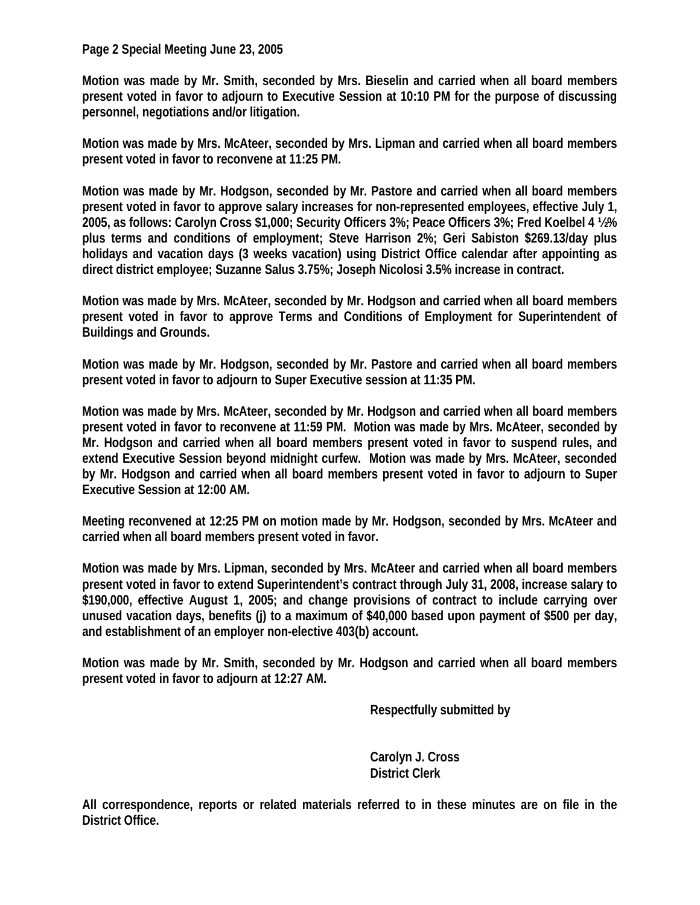**Motion was made by Mr. Smith, seconded by Mrs. Bieselin and carried when all board members present voted in favor to adjourn to Executive Session at 10:10 PM for the purpose of discussing personnel, negotiations and/or litigation.**

**Motion was made by Mrs. McAteer, seconded by Mrs. Lipman and carried when all board members present voted in favor to reconvene at 11:25 PM.**

**Motion was made by Mr. Hodgson, seconded by Mr. Pastore and carried when all board members present voted in favor to approve salary increases for non-represented employees, effective July 1, 2005, as follows: Carolyn Cross $1,000; Security Officers 3%; Peace Officers 3%; Fred Koelbel 4 ½% plus terms and conditions of employment; Steve Harrison 2%; Geri Sabiston $269.13/day plus holidays and vacation days (3 weeks vacation) using District Office calendar after appointing as direct district employee; Suzanne Salus 3.75%; Joseph Nicolosi 3.5% increase in contract.**

**Motion was made by Mrs. McAteer, seconded by Mr. Hodgson and carried when all board members present voted in favor to approve Terms and Conditions of Employment for Superintendent of Buildings and Grounds.**

**Motion was made by Mr. Hodgson, seconded by Mr. Pastore and carried when all board members present voted in favor to adjourn to Super Executive session at 11:35 PM.**

**Motion was made by Mrs. McAteer, seconded by Mr. Hodgson and carried when all board members present voted in favor to reconvene at 11:59 PM. Motion was made by Mrs. McAteer, seconded by Mr. Hodgson and carried when all board members present voted in favor to suspend rules, and extend Executive Session beyond midnight curfew. Motion was made by Mrs. McAteer, seconded by Mr. Hodgson and carried when all board members present voted in favor to adjourn to Super Executive Session at 12:00 AM.**

**Meeting reconvened at 12:25 PM on motion made by Mr. Hodgson, seconded by Mrs. McAteer and carried when all board members present voted in favor.**

**Motion was made by Mrs. Lipman, seconded by Mrs. McAteer and carried when all board members present voted in favor to extend Superintendent's contract through July 31, 2008, increase salary to $190,000, effective August 1, 2005; and change provisions of contract to include carrying over unused vacation days, benefits (j) to a maximum of $40,000 based upon payment of $500 per day, and establishment of an employer non-elective 403(b) account.**

**Motion was made by Mr. Smith, seconded by Mr. Hodgson and carried when all board members present voted in favor to adjourn at 12:27 AM.**

**Respectfully submitted by**

**Carolyn J. Cross**
**District Clerk**

**All correspondence, reports or related materials referred to in these minutes are on file in the District Office.**